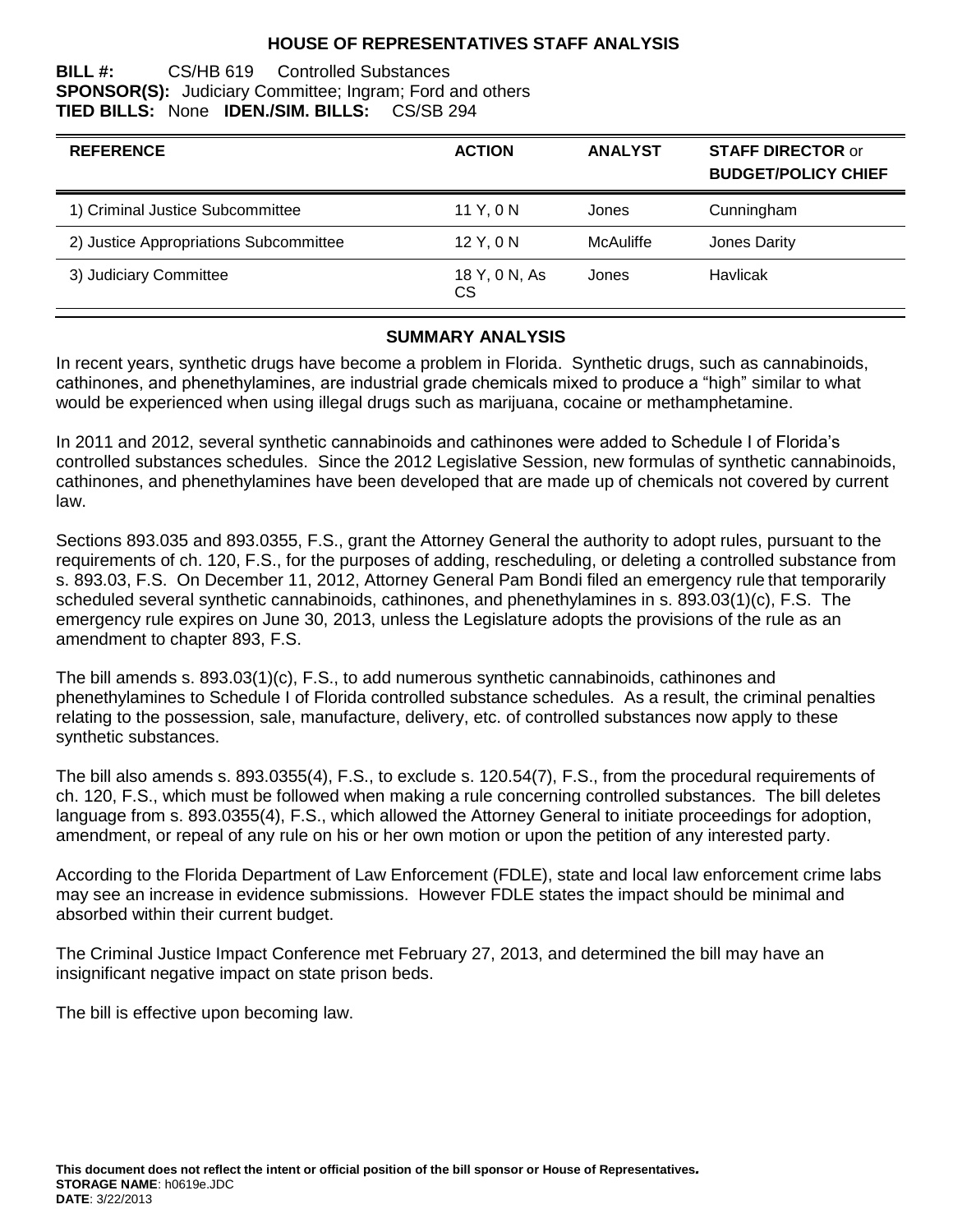# HOUSE OF REPRESENTATIVES STAFF ANALYSIS

**BILL #:** CS/HB 619 Controlled Substances
**SPONSOR(S):** Judiciary Committee; Ingram; Ford and others
**TIED BILLS:** None **IDEN./SIM. BILLS:** CS/SB 294

| REFERENCE | ACTION | ANALYST | STAFF DIRECTOR or BUDGET/POLICY CHIEF |
|---|---|---|---|
| 1) Criminal Justice Subcommittee | 11 Y, 0 N | Jones | Cunningham |
| 2) Justice Appropriations Subcommittee | 12 Y, 0 N | McAuliffe | Jones Darity |
| 3) Judiciary Committee | 18 Y, 0 N, As CS | Jones | Havlicak |

## SUMMARY ANALYSIS

In recent years, synthetic drugs have become a problem in Florida. Synthetic drugs, such as cannabinoids, cathinones, and phenethylamines, are industrial grade chemicals mixed to produce a "high" similar to what would be experienced when using illegal drugs such as marijuana, cocaine or methamphetamine.

In 2011 and 2012, several synthetic cannabinoids and cathinones were added to Schedule I of Florida's controlled substances schedules. Since the 2012 Legislative Session, new formulas of synthetic cannabinoids, cathinones, and phenethylamines have been developed that are made up of chemicals not covered by current law.

Sections 893.035 and 893.0355, F.S., grant the Attorney General the authority to adopt rules, pursuant to the requirements of ch. 120, F.S., for the purposes of adding, rescheduling, or deleting a controlled substance from s. 893.03, F.S. On December 11, 2012, Attorney General Pam Bondi filed an emergency rule that temporarily scheduled several synthetic cannabinoids, cathinones, and phenethylamines in s. 893.03(1)(c), F.S. The emergency rule expires on June 30, 2013, unless the Legislature adopts the provisions of the rule as an amendment to chapter 893, F.S.

The bill amends s. 893.03(1)(c), F.S., to add numerous synthetic cannabinoids, cathinones and phenethylamines to Schedule I of Florida controlled substance schedules. As a result, the criminal penalties relating to the possession, sale, manufacture, delivery, etc. of controlled substances now apply to these synthetic substances.

The bill also amends s. 893.0355(4), F.S., to exclude s. 120.54(7), F.S., from the procedural requirements of ch. 120, F.S., which must be followed when making a rule concerning controlled substances. The bill deletes language from s. 893.0355(4), F.S., which allowed the Attorney General to initiate proceedings for adoption, amendment, or repeal of any rule on his or her own motion or upon the petition of any interested party.

According to the Florida Department of Law Enforcement (FDLE), state and local law enforcement crime labs may see an increase in evidence submissions. However FDLE states the impact should be minimal and absorbed within their current budget.

The Criminal Justice Impact Conference met February 27, 2013, and determined the bill may have an insignificant negative impact on state prison beds.

The bill is effective upon becoming law.

**This document does not reflect the intent or official position of the bill sponsor or House of Representatives.**
**STORAGE NAME**: h0619e.JDC
**DATE**: 3/22/2013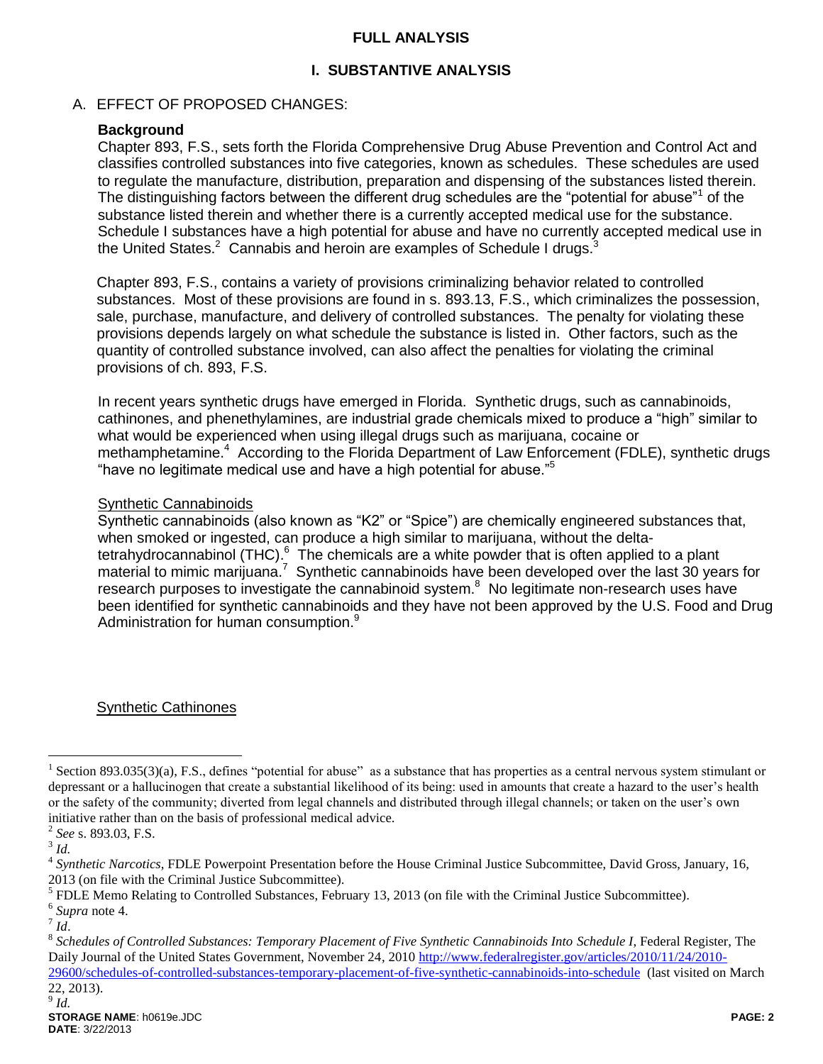## FULL ANALYSIS

## I. SUBSTANTIVE ANALYSIS

### A. EFFECT OF PROPOSED CHANGES:

**Background**

Chapter 893, F.S., sets forth the Florida Comprehensive Drug Abuse Prevention and Control Act and classifies controlled substances into five categories, known as schedules. These schedules are used to regulate the manufacture, distribution, preparation and dispensing of the substances listed therein. The distinguishing factors between the different drug schedules are the "potential for abuse"[1] of the substance listed therein and whether there is a currently accepted medical use for the substance. Schedule I substances have a high potential for abuse and have no currently accepted medical use in the United States.[2] Cannabis and heroin are examples of Schedule I drugs.[3]

Chapter 893, F.S., contains a variety of provisions criminalizing behavior related to controlled substances. Most of these provisions are found in s. 893.13, F.S., which criminalizes the possession, sale, purchase, manufacture, and delivery of controlled substances. The penalty for violating these provisions depends largely on what schedule the substance is listed in. Other factors, such as the quantity of controlled substance involved, can also affect the penalties for violating the criminal provisions of ch. 893, F.S.

In recent years synthetic drugs have emerged in Florida. Synthetic drugs, such as cannabinoids, cathinones, and phenethylamines, are industrial grade chemicals mixed to produce a "high" similar to what would be experienced when using illegal drugs such as marijuana, cocaine or methamphetamine.[4] According to the Florida Department of Law Enforcement (FDLE), synthetic drugs "have no legitimate medical use and have a high potential for abuse."[5]

Synthetic Cannabinoids

Synthetic cannabinoids (also known as "K2" or "Spice") are chemically engineered substances that, when smoked or ingested, can produce a high similar to marijuana, without the delta-tetrahydrocannabinol (THC).[6] The chemicals are a white powder that is often applied to a plant material to mimic marijuana.[7] Synthetic cannabinoids have been developed over the last 30 years for research purposes to investigate the cannabinoid system.[8] No legitimate non-research uses have been identified for synthetic cannabinoids and they have not been approved by the U.S. Food and Drug Administration for human consumption.[9]

Synthetic Cathinones

---

[1] Section 893.035(3)(a), F.S., defines "potential for abuse" as a substance that has properties as a central nervous system stimulant or depressant or a hallucinogen that create a substantial likelihood of its being: used in amounts that create a hazard to the user's health or the safety of the community; diverted from legal channels and distributed through illegal channels; or taken on the user's own initiative rather than on the basis of professional medical advice.

[2] *See* s. 893.03, F.S.

[3] *Id.*

[4] *Synthetic Narcotics*, FDLE Powerpoint Presentation before the House Criminal Justice Subcommittee, David Gross, January, 16, 2013 (on file with the Criminal Justice Subcommittee).

[5] FDLE Memo Relating to Controlled Substances, February 13, 2013 (on file with the Criminal Justice Subcommittee).

[6] *Supra* note 4.

[7] *Id*.

[8] *Schedules of Controlled Substances: Temporary Placement of Five Synthetic Cannabinoids Into Schedule I*, Federal Register, The Daily Journal of the United States Government, November 24, 2010 http://www.federalregister.gov/articles/2010/11/24/2010-29600/schedules-of-controlled-substances-temporary-placement-of-five-synthetic-cannabinoids-into-schedule (last visited on March 22, 2013).

[9] *Id.*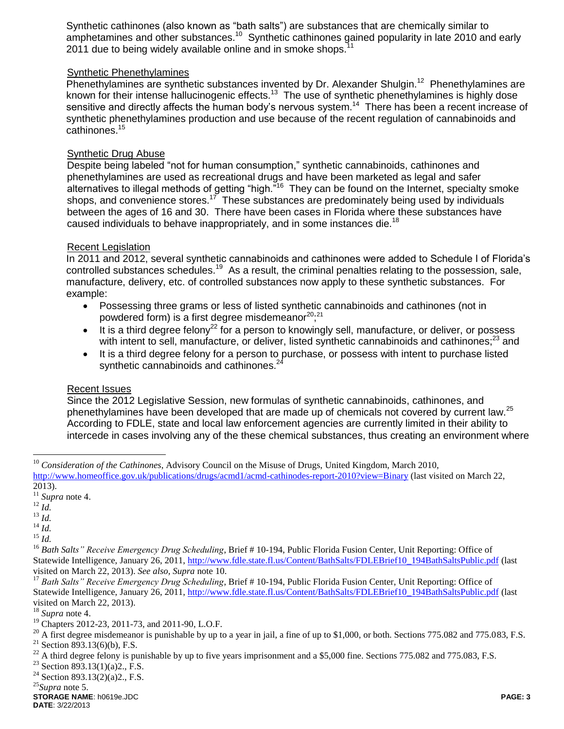Synthetic cathinones (also known as "bath salts") are substances that are chemically similar to amphetamines and other substances.[10] Synthetic cathinones gained popularity in late 2010 and early 2011 due to being widely available online and in smoke shops.[11]

Synthetic Phenethylamines

Phenethylamines are synthetic substances invented by Dr. Alexander Shulgin.[12] Phenethylamines are known for their intense hallucinogenic effects.[13] The use of synthetic phenethylamines is highly dose sensitive and directly affects the human body's nervous system.[14] There has been a recent increase of synthetic phenethylamines production and use because of the recent regulation of cannabinoids and cathinones.[15]

Synthetic Drug Abuse

Despite being labeled "not for human consumption," synthetic cannabinoids, cathinones and phenethylamines are used as recreational drugs and have been marketed as legal and safer alternatives to illegal methods of getting "high."[16] They can be found on the Internet, specialty smoke shops, and convenience stores.[17] These substances are predominately being used by individuals between the ages of 16 and 30. There have been cases in Florida where these substances have caused individuals to behave inappropriately, and in some instances die.[18]

Recent Legislation

In 2011 and 2012, several synthetic cannabinoids and cathinones were added to Schedule I of Florida's controlled substances schedules.[19] As a result, the criminal penalties relating to the possession, sale, manufacture, delivery, etc. of controlled substances now apply to these synthetic substances. For example:

- Possessing three grams or less of listed synthetic cannabinoids and cathinones (not in powdered form) is a first degree misdemeanor[20];[21]
- It is a third degree felony[22] for a person to knowingly sell, manufacture, or deliver, or possess with intent to sell, manufacture, or deliver, listed synthetic cannabinoids and cathinones;[23] and
- It is a third degree felony for a person to purchase, or possess with intent to purchase listed synthetic cannabinoids and cathinones.[24]

Recent Issues

Since the 2012 Legislative Session, new formulas of synthetic cannabinoids, cathinones, and phenethylamines have been developed that are made up of chemicals not covered by current law.[25] According to FDLE, state and local law enforcement agencies are currently limited in their ability to intercede in cases involving any of the these chemical substances, thus creating an environment where

---

[10] *Consideration of the Cathinones*, Advisory Council on the Misuse of Drugs, United Kingdom, March 2010, http://www.homeoffice.gov.uk/publications/drugs/acmd1/acmd-cathinodes-report-2010?view=Binary (last visited on March 22, 2013).

[11] *Supra* note 4.

[12] *Id.*

[13] *Id.*

[14] *Id.*

[15] *Id.*

[16] *Bath Salts" Receive Emergency Drug Scheduling*, Brief # 10-194, Public Florida Fusion Center, Unit Reporting: Office of Statewide Intelligence, January 26, 2011, http://www.fdle.state.fl.us/Content/BathSalts/FDLEBrief10_194BathSaltsPublic.pdf (last visited on March 22, 2013). *See also, Supra* note 10.

[17] *Bath Salts" Receive Emergency Drug Scheduling*, Brief # 10-194, Public Florida Fusion Center, Unit Reporting: Office of Statewide Intelligence, January 26, 2011, http://www.fdle.state.fl.us/Content/BathSalts/FDLEBrief10_194BathSaltsPublic.pdf (last visited on March 22, 2013).

[18] *Supra* note 4.

[19] Chapters 2012-23, 2011-73, and 2011-90, L.O.F.

[20] A first degree misdemeanor is punishable by up to a year in jail, a fine of up to $1,000, or both. Sections 775.082 and 775.083, F.S.

[21] Section 893.13(6)(b), F.S.

[22] A third degree felony is punishable by up to five years imprisonment and a $5,000 fine. Sections 775.082 and 775.083, F.S.

[23] Section 893.13(1)(a)2., F.S.

[24] Section 893.13(2)(a)2., F.S.

[25] *Supra* note 5.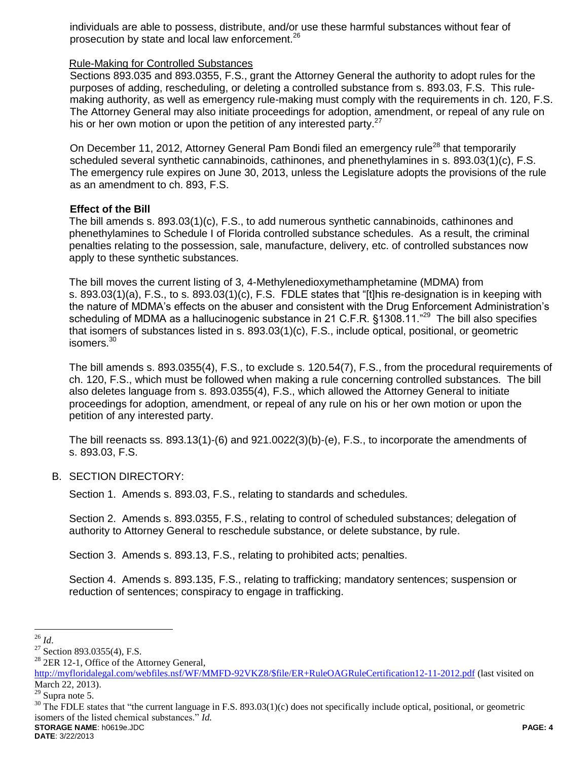individuals are able to possess, distribute, and/or use these harmful substances without fear of prosecution by state and local law enforcement.[26]

Rule-Making for Controlled Substances

Sections 893.035 and 893.0355, F.S., grant the Attorney General the authority to adopt rules for the purposes of adding, rescheduling, or deleting a controlled substance from s. 893.03, F.S. This rule-making authority, as well as emergency rule-making must comply with the requirements in ch. 120, F.S. The Attorney General may also initiate proceedings for adoption, amendment, or repeal of any rule on his or her own motion or upon the petition of any interested party.[27]

On December 11, 2012, Attorney General Pam Bondi filed an emergency rule[28] that temporarily scheduled several synthetic cannabinoids, cathinones, and phenethylamines in s. 893.03(1)(c), F.S. The emergency rule expires on June 30, 2013, unless the Legislature adopts the provisions of the rule as an amendment to ch. 893, F.S.

**Effect of the Bill**

The bill amends s. 893.03(1)(c), F.S., to add numerous synthetic cannabinoids, cathinones and phenethylamines to Schedule I of Florida controlled substance schedules. As a result, the criminal penalties relating to the possession, sale, manufacture, delivery, etc. of controlled substances now apply to these synthetic substances.

The bill moves the current listing of 3, 4-Methylenedioxymethamphetamine (MDMA) from s. 893.03(1)(a), F.S., to s. 893.03(1)(c), F.S. FDLE states that "[t]his re-designation is in keeping with the nature of MDMA's effects on the abuser and consistent with the Drug Enforcement Administration's scheduling of MDMA as a hallucinogenic substance in 21 C.F.R. §1308.11."[29] The bill also specifies that isomers of substances listed in s. 893.03(1)(c), F.S., include optical, positional, or geometric isomers.[30]

The bill amends s. 893.0355(4), F.S., to exclude s. 120.54(7), F.S., from the procedural requirements of ch. 120, F.S., which must be followed when making a rule concerning controlled substances. The bill also deletes language from s. 893.0355(4), F.S., which allowed the Attorney General to initiate proceedings for adoption, amendment, or repeal of any rule on his or her own motion or upon the petition of any interested party.

The bill reenacts ss. 893.13(1)-(6) and 921.0022(3)(b)-(e), F.S., to incorporate the amendments of s. 893.03, F.S.

B. SECTION DIRECTORY:

Section 1. Amends s. 893.03, F.S., relating to standards and schedules.

Section 2. Amends s. 893.0355, F.S., relating to control of scheduled substances; delegation of authority to Attorney General to reschedule substance, or delete substance, by rule.

Section 3. Amends s. 893.13, F.S., relating to prohibited acts; penalties.

Section 4. Amends s. 893.135, F.S., relating to trafficking; mandatory sentences; suspension or reduction of sentences; conspiracy to engage in trafficking.

---

[26] *Id.*

[27] Section 893.0355(4), F.S.

[28] 2ER 12-1, Office of the Attorney General, http://myfloridalegal.com/webfiles.nsf/WF/MMFD-92VKZ8/$file/ER+RuleOAGRuleCertification12-11-2012.pdf (last visited on March 22, 2013).

[29] Supra note 5.

[30] The FDLE states that "the current language in F.S. 893.03(1)(c) does not specifically include optical, positional, or geometric isomers of the listed chemical substances." *Id.*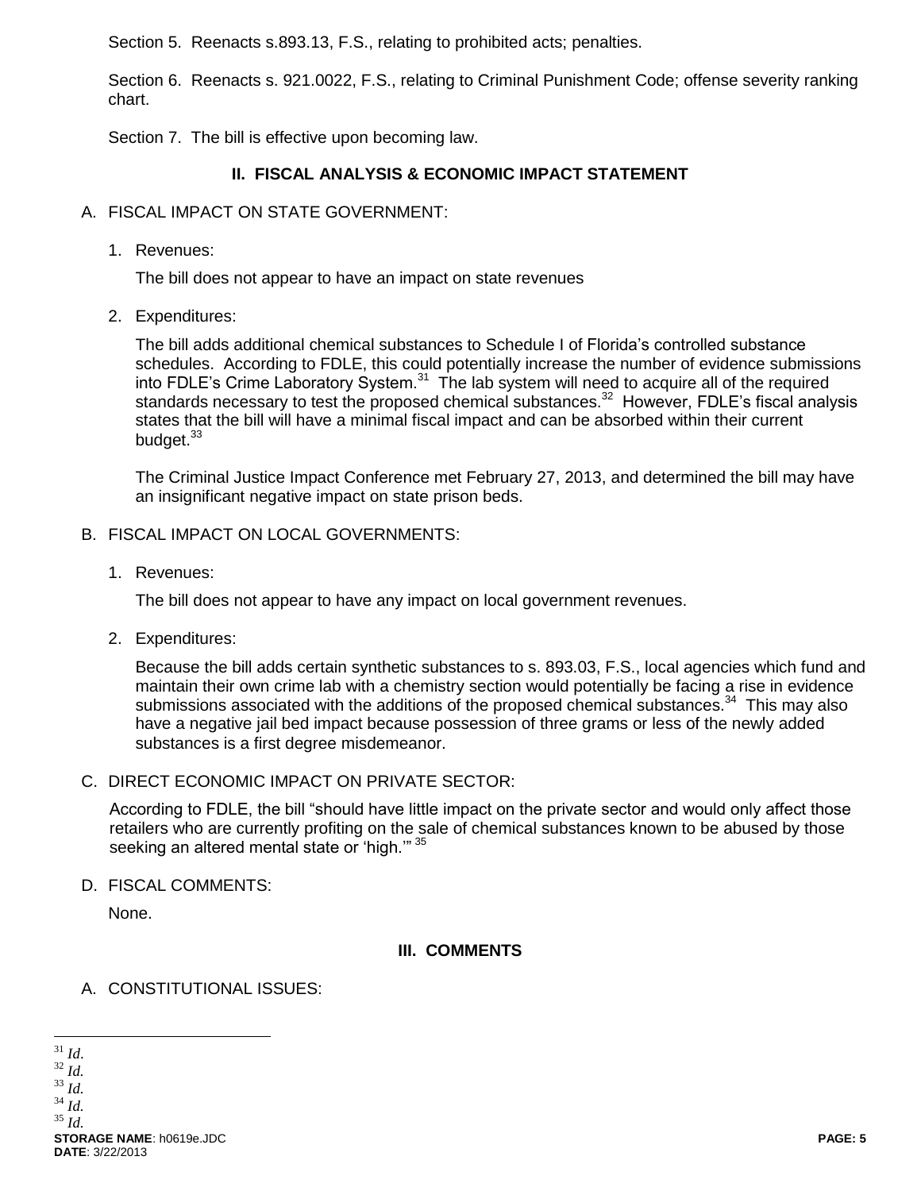Section 5. Reenacts s.893.13, F.S., relating to prohibited acts; penalties.

Section 6. Reenacts s. 921.0022, F.S., relating to Criminal Punishment Code; offense severity ranking chart.

Section 7. The bill is effective upon becoming law.

## II. FISCAL ANALYSIS & ECONOMIC IMPACT STATEMENT

A. FISCAL IMPACT ON STATE GOVERNMENT:

1. Revenues:

   The bill does not appear to have an impact on state revenues

2. Expenditures:

   The bill adds additional chemical substances to Schedule I of Florida's controlled substance schedules. According to FDLE, this could potentially increase the number of evidence submissions into FDLE's Crime Laboratory System.[31] The lab system will need to acquire all of the required standards necessary to test the proposed chemical substances.[32] However, FDLE's fiscal analysis states that the bill will have a minimal fiscal impact and can be absorbed within their current budget.[33]

   The Criminal Justice Impact Conference met February 27, 2013, and determined the bill may have an insignificant negative impact on state prison beds.

B. FISCAL IMPACT ON LOCAL GOVERNMENTS:

1. Revenues:

   The bill does not appear to have any impact on local government revenues.

2. Expenditures:

   Because the bill adds certain synthetic substances to s. 893.03, F.S., local agencies which fund and maintain their own crime lab with a chemistry section would potentially be facing a rise in evidence submissions associated with the additions of the proposed chemical substances.[34] This may also have a negative jail bed impact because possession of three grams or less of the newly added substances is a first degree misdemeanor.

C. DIRECT ECONOMIC IMPACT ON PRIVATE SECTOR:

   According to FDLE, the bill "should have little impact on the private sector and would only affect those retailers who are currently profiting on the sale of chemical substances known to be abused by those seeking an altered mental state or 'high.'"[35]

D. FISCAL COMMENTS:

   None.

## III. COMMENTS

A. CONSTITUTIONAL ISSUES:

---

[31] *Id*.
[32] *Id.*
[33] *Id.*
[34] *Id.*
[35] *Id.*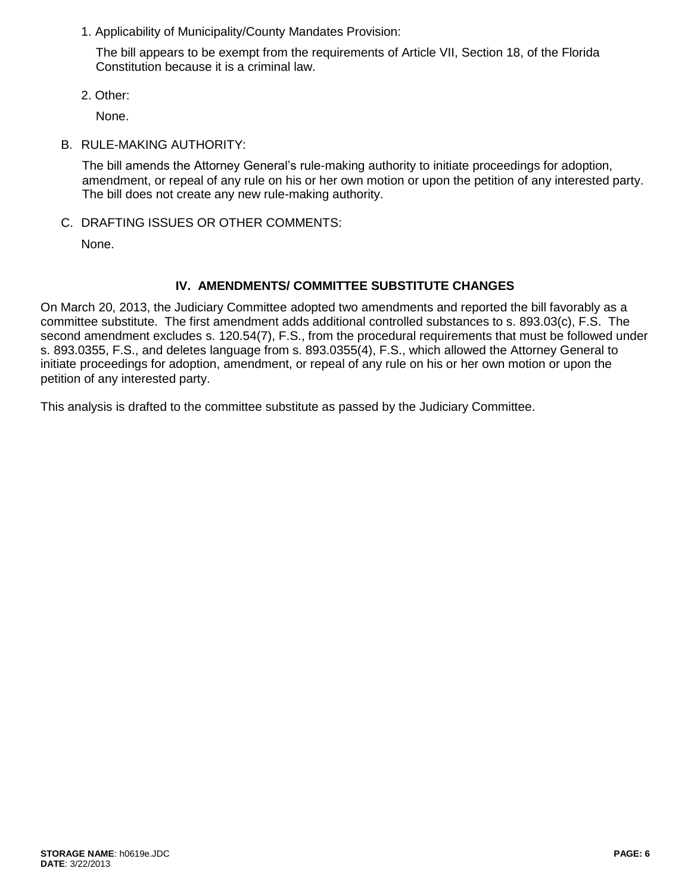1. Applicability of Municipality/County Mandates Provision:

   The bill appears to be exempt from the requirements of Article VII, Section 18, of the Florida Constitution because it is a criminal law.

2. Other:

   None.

B. RULE-MAKING AUTHORITY:

   The bill amends the Attorney General's rule-making authority to initiate proceedings for adoption, amendment, or repeal of any rule on his or her own motion or upon the petition of any interested party. The bill does not create any new rule-making authority.

C. DRAFTING ISSUES OR OTHER COMMENTS:

   None.

## IV. AMENDMENTS/ COMMITTEE SUBSTITUTE CHANGES

On March 20, 2013, the Judiciary Committee adopted two amendments and reported the bill favorably as a committee substitute. The first amendment adds additional controlled substances to s. 893.03(c), F.S. The second amendment excludes s. 120.54(7), F.S., from the procedural requirements that must be followed under s. 893.0355, F.S., and deletes language from s. 893.0355(4), F.S., which allowed the Attorney General to initiate proceedings for adoption, amendment, or repeal of any rule on his or her own motion or upon the petition of any interested party.

This analysis is drafted to the committee substitute as passed by the Judiciary Committee.